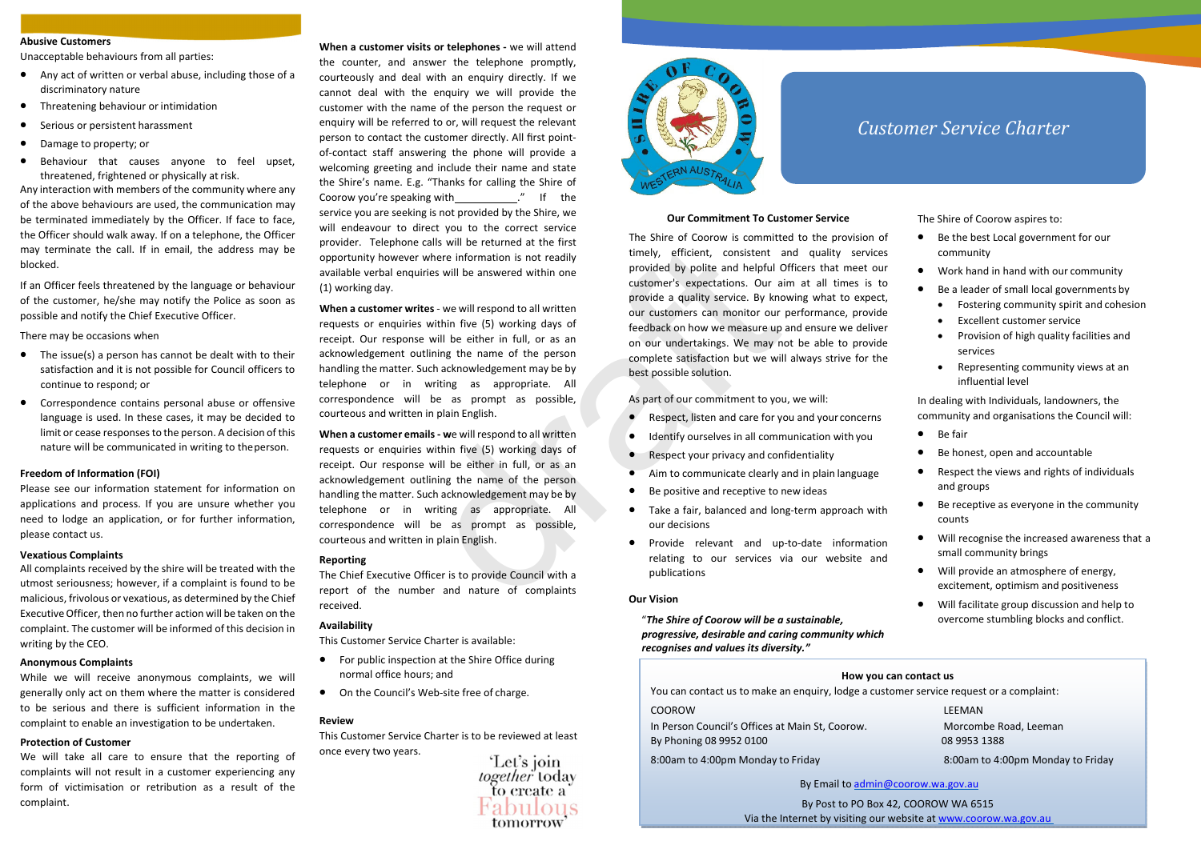## Abusive Customers

Unacceptable behaviours from all parties:

- Any act of written or verbal abuse, including those of a discriminatory nature
- Threatening behaviour or intimidation
- Serious or persistent harassment
- Damage to property; or
- Behaviour that causes anyone to feel upset, threatened, frightened or physically at risk.

Any interaction with members of the community where any of the above behaviours are used, the communication may be terminated immediately by the Officer. If face to face, the Officer should walk away. If on a telephone, the Officer may terminate the call. If in email, the address may be blocked.

If an Officer feels threatened by the language or behaviour of the customer, he/she may notify the Police as soon as possible and notify the Chief Executive Officer.

There may be occasions when

- The issue(s) a person has cannot be dealt with to their satisfaction and it is not possible for Council officers to continue to respond; or
- Correspondence contains personal abuse or offensive language is used. In these cases, it may be decided to limit or cease responses to the person. A decision of this nature will be communicated in writing to the person.

## Freedom of Information (FOI)

Please see our information statement for information on applications and process. If you are unsure whether you need to lodge an application, or for further information, please contact us.

## Vexatious Complaints

All complaints received by the shire will be treated with the utmost seriousness; however, if a complaint is found to be malicious, frivolous or vexatious, as determined by the Chief Executive Officer, then no further action will be taken on the complaint. The customer will be informed of this decision in writing by the CEO.

## Anonymous Complaints

While we will receive anonymous complaints, we will generally only act on them where the matter is considered to be serious and there is sufficient information in the complaint to enable an investigation to be undertaken.

## Protection of Customer

We will take all care to ensure that the reporting of complaints will not result in a customer experiencing any form of victimisation or retribution as a result of the complaint.

**When a customer visits or telephones -** we will attend the counter, and answer the telephone promptly, courteously and deal with an enquiry directly. If we cannot deal with the enquiry we will provide the customer with the name of the person the request or enquiry will be referred to or, will request the relevant person to contact the customer directly. All first point-of-contact staff answering the phone will provide a welcoming greeting and include their name and state the Shire's name. E.g. "Thanks for calling the Shire of Coorow you're speaking with___________." If the service you are seeking is not provided by the Shire, we will endeavour to direct you to the correct service provider. Telephone calls will be returned at the first opportunity however where information is not readily available verbal enquiries will be answered within one (1) working day.

**When a customer writes** - we will respond to all written requests or enquiries within five (5) working days of receipt. Our response will be either in full, or as an acknowledgement outlining the name of the person handling the matter. Such acknowledgement may be by telephone or in writing as appropriate. All correspondence will be as prompt as possible, courteous and written in plain English.

**When a customer emails - w**e will respond to all written requests or enquiries within five (5) working days of receipt. Our response will be either in full, or as an acknowledgement outlining the name of the person handling the matter. Such acknowledgement may be by telephone or in writing as appropriate. All correspondence will be as prompt as possible, courteous and written in plain English.

## Reporting

The Chief Executive Officer is to provide Council with a report of the number and nature of complaints received.

## Availability

This Customer Service Charter is available:

- For public inspection at the Shire Office during normal office hours; and
- On the Council's Web-site free of charge.

## Review

This Customer Service Charter is to be reviewed at least once every two years.

'Let's join *together* today to create a Fabulous tomorrow'

# Customer Service Charter

## Our Commitment To Customer Service

The Shire of Coorow is committed to the provision of timely, efficient, consistent and quality services provided by polite and helpful Officers that meet our customer's expectations. Our aim at all times is to provide a quality service. By knowing what to expect, our customers can monitor our performance, provide feedback on how we measure up and ensure we deliver on our undertakings. We may not be able to provide complete satisfaction but we will always strive for the best possible solution.

As part of our commitment to you, we will:

- Respect, listen and care for you and your concerns
- Identify ourselves in all communication with you
- Respect your privacy and confidentiality
- Aim to communicate clearly and in plain language
- Be positive and receptive to new ideas
- Take a fair, balanced and long-term approach with our decisions
- Provide relevant and up-to-date information relating to our services via our website and publications

## Our Vision

"***The Shire of Coorow will be a sustainable, progressive, desirable and caring community which recognises and values its diversity."***

The Shire of Coorow aspires to:

- Be the best Local government for our community
- Work hand in hand with our community
- Be a leader of small local governments by
  - Fostering community spirit and cohesion
  - Excellent customer service
  - Provision of high quality facilities and services
  - Representing community views at an influential level

In dealing with Individuals, landowners, the community and organisations the Council will:

- Be fair
- Be honest, open and accountable
- Respect the views and rights of individuals and groups
- Be receptive as everyone in the community counts
- Will recognise the increased awareness that a small community brings
- Will provide an atmosphere of energy, excitement, optimism and positiveness
- Will facilitate group discussion and help to overcome stumbling blocks and conflict.

## How you can contact us

You can contact us to make an enquiry, lodge a customer service request or a complaint:

| COOROW | LEEMAN |
|---|---|
| In Person Council's Offices at Main St, Coorow. | Morcombe Road, Leeman |
| By Phoning 08 9952 0100 | 08 9953 1388 |
| 8:00am to 4:00pm Monday to Friday | 8:00am to 4:00pm Monday to Friday |

By Email to admin@coorow.wa.gov.au

By Post to PO Box 42, COOROW WA 6515

Via the Internet by visiting our website at www.coorow.wa.gov.au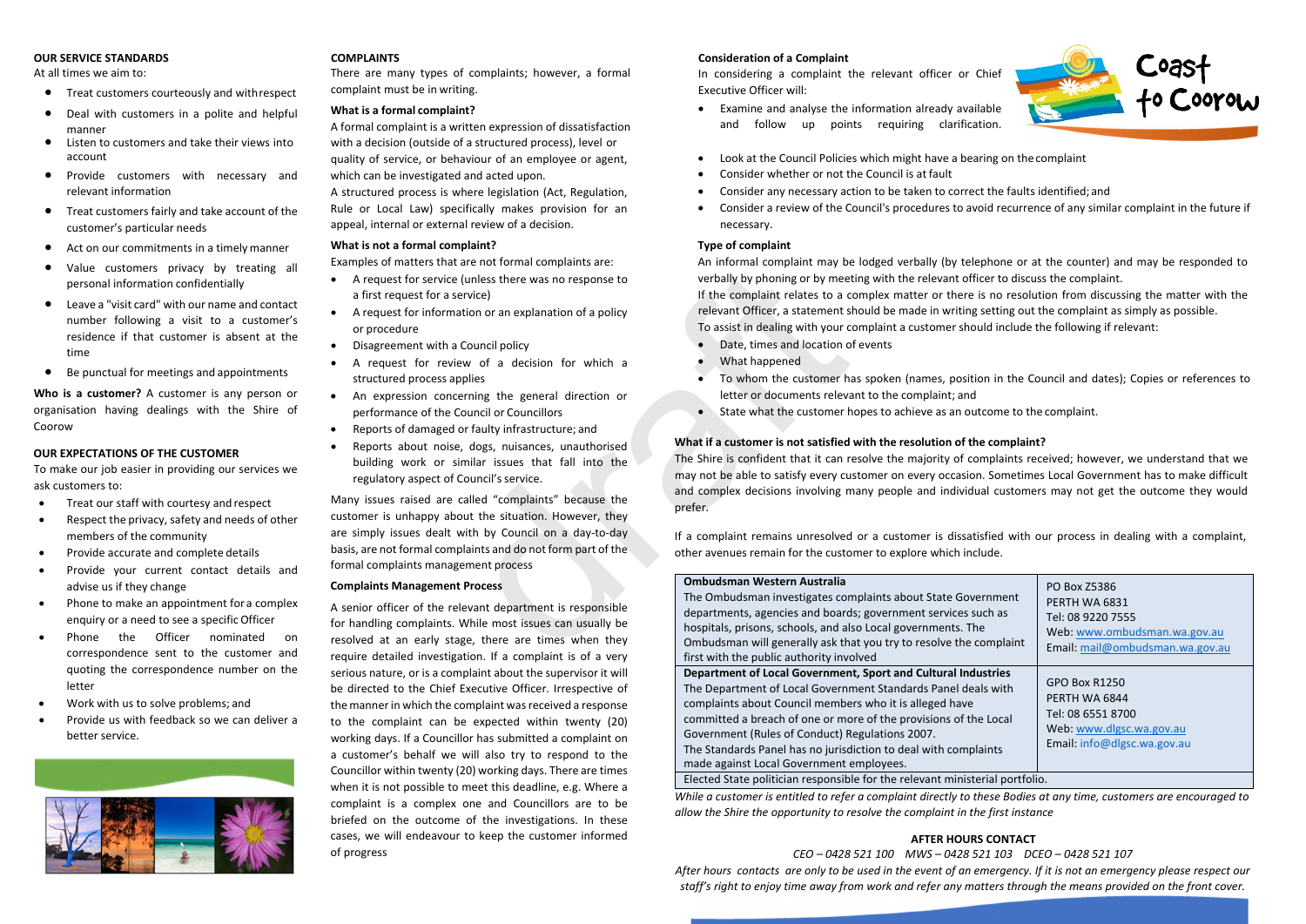**OUR SERVICE STANDARDS**

At all times we aim to:

- Treat customers courteously and with respect
- Deal with customers in a polite and helpful manner
- Listen to customers and take their views into account
- Provide customers with necessary and relevant information
- Treat customers fairly and take account of the customer's particular needs
- Act on our commitments in a timely manner
- Value customers privacy by treating all personal information confidentially
- Leave a "visit card" with our name and contact number following a visit to a customer's residence if that customer is absent at the time
- Be punctual for meetings and appointments

**Who is a customer?** A customer is any person or organisation having dealings with the Shire of Coorow

**OUR EXPECTATIONS OF THE CUSTOMER**

To make our job easier in providing our services we ask customers to:

- Treat our staff with courtesy and respect
- Respect the privacy, safety and needs of other members of the community
- Provide accurate and complete details
- Provide your current contact details and advise us if they change
- Phone to make an appointment for a complex enquiry or a need to see a specific Officer
- Phone the Officer nominated on correspondence sent to the customer and quoting the correspondence number on the letter
- Work with us to solve problems; and
- Provide us with feedback so we can deliver a better service.

**COMPLAINTS**

There are many types of complaints; however, a formal complaint must be in writing.

**What is a formal complaint?**

A formal complaint is a written expression of dissatisfaction with a decision (outside of a structured process), level or quality of service, or behaviour of an employee or agent, which can be investigated and acted upon.

A structured process is where legislation (Act, Regulation, Rule or Local Law) specifically makes provision for an appeal, internal or external review of a decision.

**What is not a formal complaint?**

Examples of matters that are not formal complaints are:

- A request for service (unless there was no response to a first request for a service)
- A request for information or an explanation of a policy or procedure
- Disagreement with a Council policy
- A request for review of a decision for which a structured process applies
- An expression concerning the general direction or performance of the Council or Councillors
- Reports of damaged or faulty infrastructure; and
- Reports about noise, dogs, nuisances, unauthorised building work or similar issues that fall into the regulatory aspect of Council's service.

Many issues raised are called "complaints" because the customer is unhappy about the situation. However, they are simply issues dealt with by Council on a day-to-day basis, are not formal complaints and do not form part of the formal complaints management process

**Complaints Management Process**

A senior officer of the relevant department is responsible for handling complaints. While most issues can usually be resolved at an early stage, there are times when they require detailed investigation. If a complaint is of a very serious nature, or is a complaint about the supervisor it will be directed to the Chief Executive Officer. Irrespective of the manner in which the complaint was received a response to the complaint can be expected within twenty (20) working days. If a Councillor has submitted a complaint on a customer's behalf we will also try to respond to the Councillor within twenty (20) working days. There are times when it is not possible to meet this deadline, e.g. Where a complaint is a complex one and Councillors are to be briefed on the outcome of the investigations. In these cases, we will endeavour to keep the customer informed of progress

**Consideration of a Complaint**

In considering a complaint the relevant officer or Chief Executive Officer will:

- Examine and analyse the information already available and follow up points requiring clarification.
- Look at the Council Policies which might have a bearing on the complaint
- Consider whether or not the Council is at fault
- Consider any necessary action to be taken to correct the faults identified; and
- Consider a review of the Council's procedures to avoid recurrence of any similar complaint in the future if necessary.

**Type of complaint**

An informal complaint may be lodged verbally (by telephone or at the counter) and may be responded to verbally by phoning or by meeting with the relevant officer to discuss the complaint.

If the complaint relates to a complex matter or there is no resolution from discussing the matter with the relevant Officer, a statement should be made in writing setting out the complaint as simply as possible.

To assist in dealing with your complaint a customer should include the following if relevant:

- Date, times and location of events
- What happened
- To whom the customer has spoken (names, position in the Council and dates); Copies or references to letter or documents relevant to the complaint; and
- State what the customer hopes to achieve as an outcome to the complaint.

**What if a customer is not satisfied with the resolution of the complaint?**

The Shire is confident that it can resolve the majority of complaints received; however, we understand that we may not be able to satisfy every customer on every occasion. Sometimes Local Government has to make difficult and complex decisions involving many people and individual customers may not get the outcome they would prefer.

If a complaint remains unresolved or a customer is dissatisfied with our process in dealing with a complaint, other avenues remain for the customer to explore which include.

| | |
|---|---|
| **Ombudsman Western Australia**<br>The Ombudsman investigates complaints about State Government departments, agencies and boards; government services such as hospitals, prisons, schools, and also Local governments. The Ombudsman will generally ask that you try to resolve the complaint first with the public authority involved | PO Box Z5386<br>PERTH WA 6831<br>Tel: 08 9220 7555<br>Web: www.ombudsman.wa.gov.au<br>Email: mail@ombudsman.wa.gov.au |
| **Department of Local Government, Sport and Cultural Industries**<br>The Department of Local Government Standards Panel deals with complaints about Council members who it is alleged have committed a breach of one or more of the provisions of the Local Government (Rules of Conduct) Regulations 2007.<br>The Standards Panel has no jurisdiction to deal with complaints made against Local Government employees. | GPO Box R1250<br>PERTH WA 6844<br>Tel: 08 6551 8700<br>Web: www.dlgsc.wa.gov.au<br>Email: info@dlgsc.wa.gov.au |
| Elected State politician responsible for the relevant ministerial portfolio. | |

*While a customer is entitled to refer a complaint directly to these Bodies at any time, customers are encouraged to allow the Shire the opportunity to resolve the complaint in the first instance*

**AFTER HOURS CONTACT**

*CEO – 0428 521 100 MWS – 0428 521 103 DCEO – 0428 521 107*

*After hours contacts are only to be used in the event of an emergency. If it is not an emergency please respect our staff's right to enjoy time away from work and refer any matters through the means provided on the front cover.*